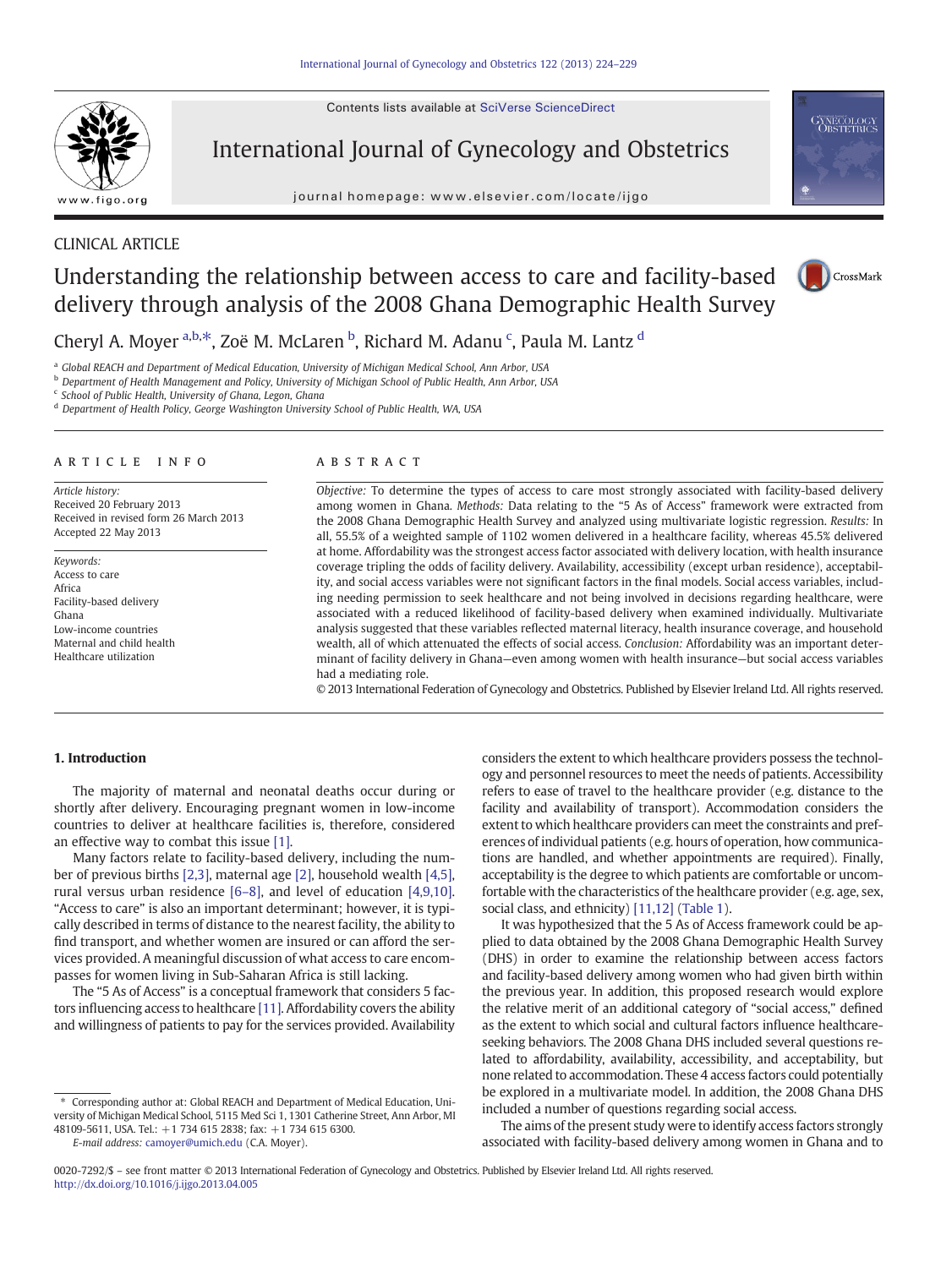CLINICAL ARTICLE

# Understanding the relationship between access to care and facility-based delivery through analysis of the 2008 Ghana Demographic Health Survey

Cheryl A. Moyer [a,b,*], Zoë M. McLaren [b], Richard M. Adanu [c], Paula M. Lantz [d]

[a] Global REACH and Department of Medical Education, University of Michigan Medical School, Ann Arbor, USA
[b] Department of Health Management and Policy, University of Michigan School of Public Health, Ann Arbor, USA
[c] School of Public Health, University of Ghana, Legon, Ghana
[d] Department of Health Policy, George Washington University School of Public Health, WA, USA

## ARTICLE INFO

*Article history:*
Received 20 February 2013
Received in revised form 26 March 2013
Accepted 22 May 2013

*Keywords:*
Access to care
Africa
Facility-based delivery
Ghana
Low-income countries
Maternal and child health
Healthcare utilization

## ABSTRACT

*Objective:* To determine the types of access to care most strongly associated with facility-based delivery among women in Ghana. *Methods:* Data relating to the "5 As of Access" framework were extracted from the 2008 Ghana Demographic Health Survey and analyzed using multivariate logistic regression. *Results:* In all, 55.5% of a weighted sample of 1102 women delivered in a healthcare facility, whereas 45.5% delivered at home. Affordability was the strongest access factor associated with delivery location, with health insurance coverage tripling the odds of facility delivery. Availability, accessibility (except urban residence), acceptability, and social access variables were not significant factors in the final models. Social access variables, including needing permission to seek healthcare and not being involved in decisions regarding healthcare, were associated with a reduced likelihood of facility-based delivery when examined individually. Multivariate analysis suggested that these variables reflected maternal literacy, health insurance coverage, and household wealth, all of which attenuated the effects of social access. *Conclusion:* Affordability was an important determinant of facility delivery in Ghana—even among women with health insurance—but social access variables had a mediating role.

© 2013 International Federation of Gynecology and Obstetrics. Published by Elsevier Ireland Ltd. All rights reserved.

## 1. Introduction

The majority of maternal and neonatal deaths occur during or shortly after delivery. Encouraging pregnant women in low-income countries to deliver at healthcare facilities is, therefore, considered an effective way to combat this issue [1].

Many factors relate to facility-based delivery, including the number of previous births [2,3], maternal age [2], household wealth [4,5], rural versus urban residence [6–8], and level of education [4,9,10]. "Access to care" is also an important determinant; however, it is typically described in terms of distance to the nearest facility, the ability to find transport, and whether women are insured or can afford the services provided. A meaningful discussion of what access to care encompasses for women living in Sub-Saharan Africa is still lacking.

The "5 As of Access" is a conceptual framework that considers 5 factors influencing access to healthcare [11]. Affordability covers the ability and willingness of patients to pay for the services provided. Availability considers the extent to which healthcare providers possess the technology and personnel resources to meet the needs of patients. Accessibility refers to ease of travel to the healthcare provider (e.g. distance to the facility and availability of transport). Accommodation considers the extent to which healthcare providers can meet the constraints and preferences of individual patients (e.g. hours of operation, how communications are handled, and whether appointments are required). Finally, acceptability is the degree to which patients are comfortable or uncomfortable with the characteristics of the healthcare provider (e.g. age, sex, social class, and ethnicity) [11,12] (Table 1).

It was hypothesized that the 5 As of Access framework could be applied to data obtained by the 2008 Ghana Demographic Health Survey (DHS) in order to examine the relationship between access factors and facility-based delivery among women who had given birth within the previous year. In addition, this proposed research would explore the relative merit of an additional category of "social access," defined as the extent to which social and cultural factors influence healthcare-seeking behaviors. The 2008 Ghana DHS included several questions related to affordability, availability, accessibility, and acceptability, but none related to accommodation. These 4 access factors could potentially be explored in a multivariate model. In addition, the 2008 Ghana DHS included a number of questions regarding social access.

The aims of the present study were to identify access factors strongly associated with facility-based delivery among women in Ghana and to

* Corresponding author at: Global REACH and Department of Medical Education, University of Michigan Medical School, 5115 Med Sci 1, 1301 Catherine Street, Ann Arbor, MI 48109-5611, USA. Tel.: +1 734 615 2838; fax: +1 734 615 6300.
E-mail address: camoyer@umich.edu (C.A. Moyer).

0020-7292/$ – see front matter © 2013 International Federation of Gynecology and Obstetrics. Published by Elsevier Ireland Ltd. All rights reserved.
http://dx.doi.org/10.1016/j.ijgo.2013.04.005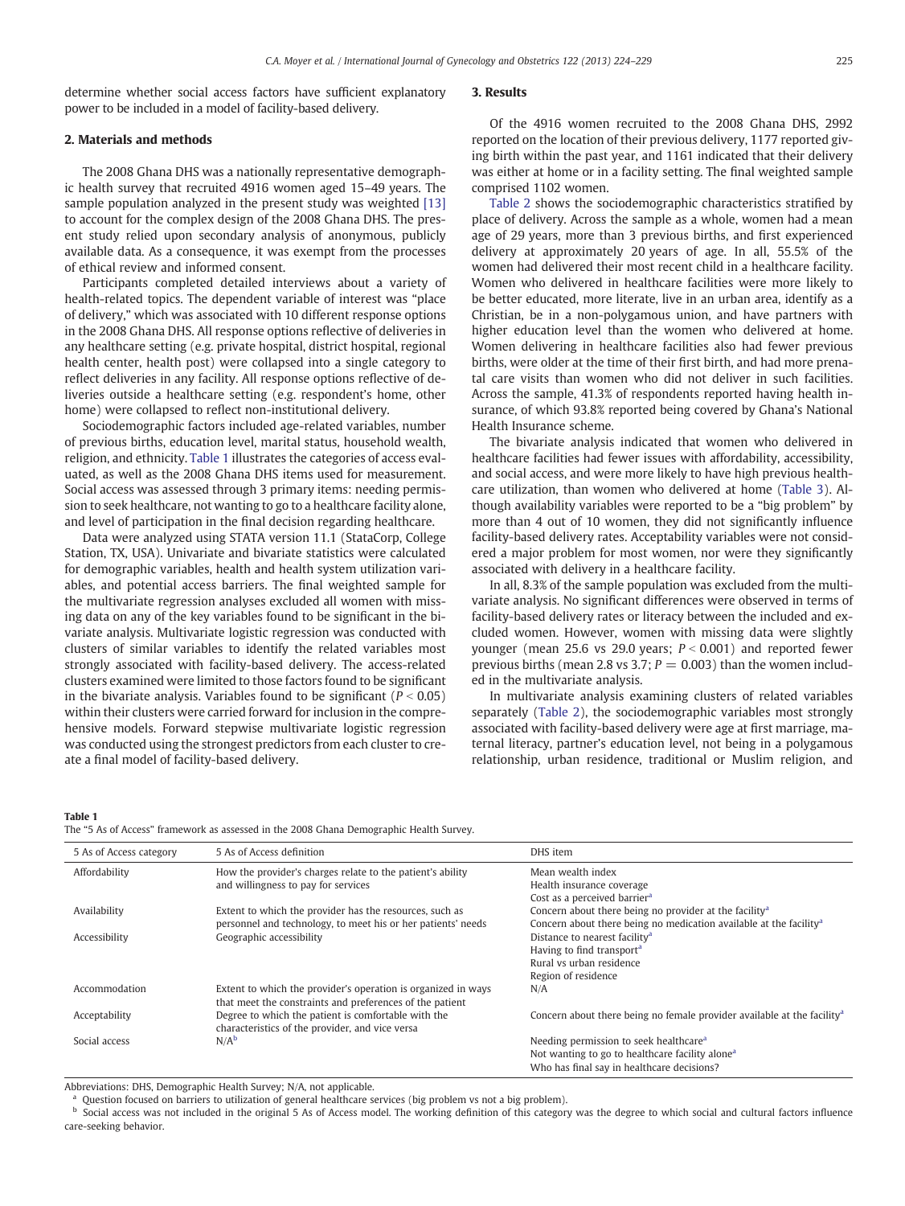determine whether social access factors have sufficient explanatory power to be included in a model of facility-based delivery.

## 2. Materials and methods

The 2008 Ghana DHS was a nationally representative demographic health survey that recruited 4916 women aged 15–49 years. The sample population analyzed in the present study was weighted [13] to account for the complex design of the 2008 Ghana DHS. The present study relied upon secondary analysis of anonymous, publicly available data. As a consequence, it was exempt from the processes of ethical review and informed consent.

Participants completed detailed interviews about a variety of health-related topics. The dependent variable of interest was "place of delivery," which was associated with 10 different response options in the 2008 Ghana DHS. All response options reflective of deliveries in any healthcare setting (e.g. private hospital, district hospital, regional health center, health post) were collapsed into a single category to reflect deliveries in any facility. All response options reflective of deliveries outside a healthcare setting (e.g. respondent's home, other home) were collapsed to reflect non-institutional delivery.

Sociodemographic factors included age-related variables, number of previous births, education level, marital status, household wealth, religion, and ethnicity. Table 1 illustrates the categories of access evaluated, as well as the 2008 Ghana DHS items used for measurement. Social access was assessed through 3 primary items: needing permission to seek healthcare, not wanting to go to a healthcare facility alone, and level of participation in the final decision regarding healthcare.

Data were analyzed using STATA version 11.1 (StataCorp, College Station, TX, USA). Univariate and bivariate statistics were calculated for demographic variables, health and health system utilization variables, and potential access barriers. The final weighted sample for the multivariate regression analyses excluded all women with missing data on any of the key variables found to be significant in the bivariate analysis. Multivariate logistic regression was conducted with clusters of similar variables to identify the related variables most strongly associated with facility-based delivery. The access-related clusters examined were limited to those factors found to be significant in the bivariate analysis. Variables found to be significant ($P < 0.05$) within their clusters were carried forward for inclusion in the comprehensive models. Forward stepwise multivariate logistic regression was conducted using the strongest predictors from each cluster to create a final model of facility-based delivery.

## 3. Results

Of the 4916 women recruited to the 2008 Ghana DHS, 2992 reported on the location of their previous delivery, 1177 reported giving birth within the past year, and 1161 indicated that their delivery was either at home or in a facility setting. The final weighted sample comprised 1102 women.

Table 2 shows the sociodemographic characteristics stratified by place of delivery. Across the sample as a whole, women had a mean age of 29 years, more than 3 previous births, and first experienced delivery at approximately 20 years of age. In all, 55.5% of the women had delivered their most recent child in a healthcare facility. Women who delivered in healthcare facilities were more likely to be better educated, more literate, live in an urban area, identify as a Christian, be in a non-polygamous union, and have partners with higher education level than the women who delivered at home. Women delivering in healthcare facilities also had fewer previous births, were older at the time of their first birth, and had more prenatal care visits than women who did not deliver in such facilities. Across the sample, 41.3% of respondents reported having health insurance, of which 93.8% reported being covered by Ghana's National Health Insurance scheme.

The bivariate analysis indicated that women who delivered in healthcare facilities had fewer issues with affordability, accessibility, and social access, and were more likely to have high previous healthcare utilization, than women who delivered at home (Table 3). Although availability variables were reported to be a "big problem" by more than 4 out of 10 women, they did not significantly influence facility-based delivery rates. Acceptability variables were not considered a major problem for most women, nor were they significantly associated with delivery in a healthcare facility.

In all, 8.3% of the sample population was excluded from the multivariate analysis. No significant differences were observed in terms of facility-based delivery rates or literacy between the included and excluded women. However, women with missing data were slightly younger (mean 25.6 vs 29.0 years; $P < 0.001$) and reported fewer previous births (mean 2.8 vs 3.7; $P = 0.003$) than the women included in the multivariate analysis.

In multivariate analysis examining clusters of related variables separately (Table 2), the sociodemographic variables most strongly associated with facility-based delivery were age at first marriage, maternal literacy, partner's education level, not being in a polygamous relationship, urban residence, traditional or Muslim religion, and

**Table 1**
The "5 As of Access" framework as assessed in the 2008 Ghana Demographic Health Survey.

| 5 As of Access category | 5 As of Access definition | DHS item |
|---|---|---|
| Affordability | How the provider's charges relate to the patient's ability and willingness to pay for services | Mean wealth index<br>Health insurance coverage<br>Cost as a perceived barrier[a] |
| Availability | Extent to which the provider has the resources, such as personnel and technology, to meet his or her patients' needs | Concern about there being no provider at the facility[a]<br>Concern about there being no medication available at the facility[a] |
| Accessibility | Geographic accessibility | Distance to nearest facility[a]<br>Having to find transport[a]<br>Rural vs urban residence<br>Region of residence |
| Accommodation | Extent to which the provider's operation is organized in ways that meet the constraints and preferences of the patient | N/A |
| Acceptability | Degree to which the patient is comfortable with the characteristics of the provider, and vice versa | Concern about there being no female provider available at the facility[a] |
| Social access | N/A[b] | Needing permission to seek healthcare[a]<br>Not wanting to go to healthcare facility alone[a]<br>Who has final say in healthcare decisions? |

Abbreviations: DHS, Demographic Health Survey; N/A, not applicable.

[a] Question focused on barriers to utilization of general healthcare services (big problem vs not a big problem).

[b] Social access was not included in the original 5 As of Access model. The working definition of this category was the degree to which social and cultural factors influence care-seeking behavior.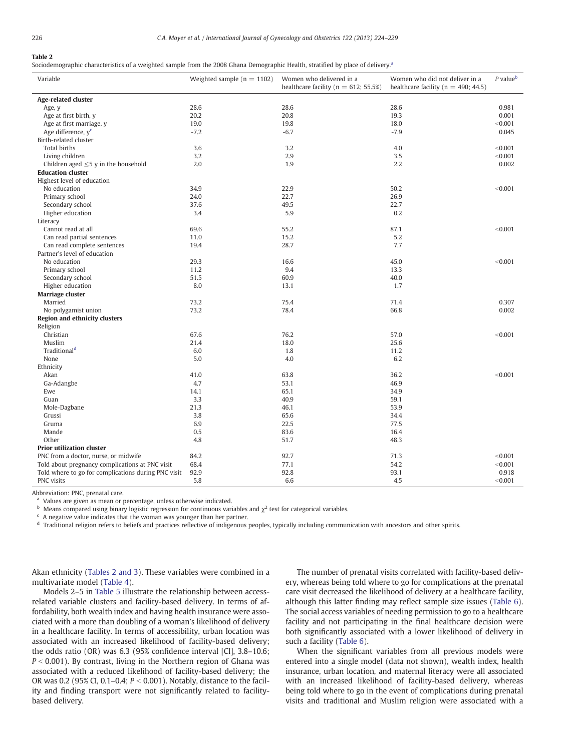**Table 2**
Sociodemographic characteristics of a weighted sample from the 2008 Ghana Demographic Health, stratified by place of delivery.[a]

| Variable | Weighted sample (n = 1102) | Women who delivered in a healthcare facility (n = 612; 55.5%) | Women who did not deliver in a healthcare facility (n = 490; 44.5) | P value[b] |
|---|---|---|---|---|
| **Age-related cluster** | | | | |
| Age, y | 28.6 | 28.6 | 28.6 | 0.981 |
| Age at first birth, y | 20.2 | 20.8 | 19.3 | 0.001 |
| Age at first marriage, y | 19.0 | 19.8 | 18.0 | <0.001 |
| Age difference, y[c] | -7.2 | -6.7 | -7.9 | 0.045 |
| Birth-related cluster | | | | |
| Total births | 3.6 | 3.2 | 4.0 | <0.001 |
| Living children | 3.2 | 2.9 | 3.5 | <0.001 |
| Children aged ≤5 y in the household | 2.0 | 1.9 | 2.2 | 0.002 |
| **Education cluster** | | | | |
| Highest level of education | | | | |
| No education | 34.9 | 22.9 | 50.2 | <0.001 |
| Primary school | 24.0 | 22.7 | 26.9 | |
| Secondary school | 37.6 | 49.5 | 22.7 | |
| Higher education | 3.4 | 5.9 | 0.2 | |
| Literacy | | | | |
| Cannot read at all | 69.6 | 55.2 | 87.1 | <0.001 |
| Can read partial sentences | 11.0 | 15.2 | 5.2 | |
| Can read complete sentences | 19.4 | 28.7 | 7.7 | |
| Partner's level of education | | | | |
| No education | 29.3 | 16.6 | 45.0 | <0.001 |
| Primary school | 11.2 | 9.4 | 13.3 | |
| Secondary school | 51.5 | 60.9 | 40.0 | |
| Higher education | 8.0 | 13.1 | 1.7 | |
| **Marriage cluster** | | | | |
| Married | 73.2 | 75.4 | 71.4 | 0.307 |
| No polygamist union | 73.2 | 78.4 | 66.8 | 0.002 |
| **Region and ethnicity clusters** | | | | |
| Religion | | | | |
| Christian | 67.6 | 76.2 | 57.0 | <0.001 |
| Muslim | 21.4 | 18.0 | 25.6 | |
| Traditional[d] | 6.0 | 1.8 | 11.2 | |
| None | 5.0 | 4.0 | 6.2 | |
| Ethnicity | | | | |
| Akan | 41.0 | 63.8 | 36.2 | <0.001 |
| Ga-Adangbe | 4.7 | 53.1 | 46.9 | |
| Ewe | 14.1 | 65.1 | 34.9 | |
| Guan | 3.3 | 40.9 | 59.1 | |
| Mole-Dagbane | 21.3 | 46.1 | 53.9 | |
| Grussi | 3.8 | 65.6 | 34.4 | |
| Gruma | 6.9 | 22.5 | 77.5 | |
| Mande | 0.5 | 83.6 | 16.4 | |
| Other | 4.8 | 51.7 | 48.3 | |
| **Prior utilization cluster** | | | | |
| PNC from a doctor, nurse, or midwife | 84.2 | 92.7 | 71.3 | <0.001 |
| Told about pregnancy complications at PNC visit | 68.4 | 77.1 | 54.2 | <0.001 |
| Told where to go for complications during PNC visit | 92.9 | 92.8 | 93.1 | 0.918 |
| PNC visits | 5.8 | 6.6 | 4.5 | <0.001 |

Abbreviation: PNC, prenatal care.
[a] Values are given as mean or percentage, unless otherwise indicated.
[b] Means compared using binary logistic regression for continuous variables and $\chi^2$ test for categorical variables.
[c] A negative value indicates that the woman was younger than her partner.
[d] Traditional religion refers to beliefs and practices reflective of indigenous peoples, typically including communication with ancestors and other spirits.

Akan ethnicity (Tables 2 and 3). These variables were combined in a multivariate model (Table 4).

Models 2–5 in Table 5 illustrate the relationship between access-related variable clusters and facility-based delivery. In terms of affordability, both wealth index and having health insurance were associated with a more than doubling of a woman's likelihood of delivery in a healthcare facility. In terms of accessibility, urban location was associated with an increased likelihood of facility-based delivery; the odds ratio (OR) was 6.3 (95% confidence interval [CI], 3.8–10.6; $P < 0.001$). By contrast, living in the Northern region of Ghana was associated with a reduced likelihood of facility-based delivery; the OR was 0.2 (95% CI, 0.1–0.4; $P < 0.001$). Notably, distance to the facility and finding transport were not significantly related to facility-based delivery.

The number of prenatal visits correlated with facility-based delivery, whereas being told where to go for complications at the prenatal care visit decreased the likelihood of delivery at a healthcare facility, although this latter finding may reflect sample size issues (Table 6). The social access variables of needing permission to go to a healthcare facility and not participating in the final healthcare decision were both significantly associated with a lower likelihood of delivery in such a facility (Table 6).

When the significant variables from all previous models were entered into a single model (data not shown), wealth index, health insurance, urban location, and maternal literacy were all associated with an increased likelihood of facility-based delivery, whereas being told where to go in the event of complications during prenatal visits and traditional and Muslim religion were associated with a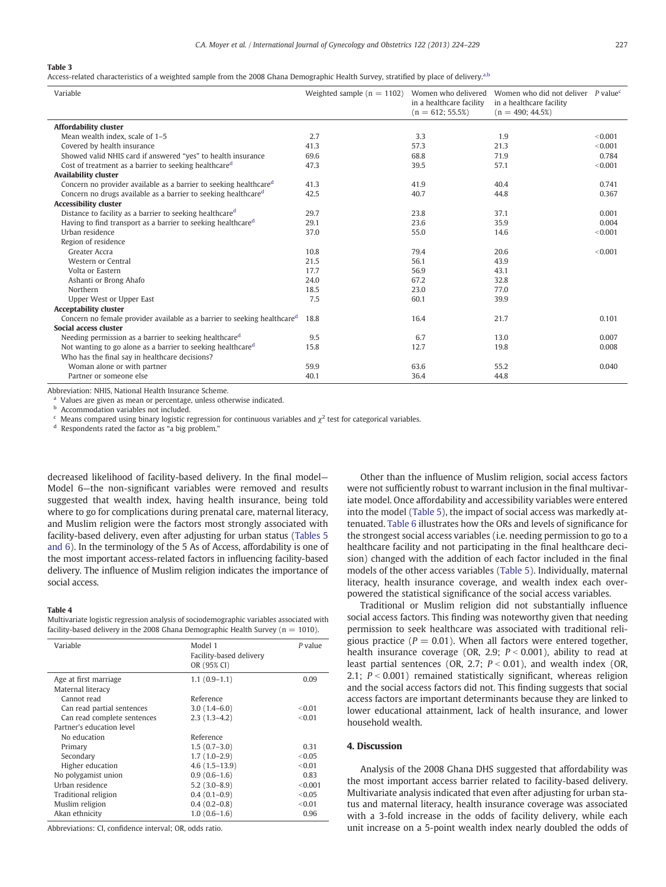**Table 3**
Access-related characteristics of a weighted sample from the 2008 Ghana Demographic Health Survey, stratified by place of delivery.[a,b]

| Variable | Weighted sample (n = 1102) | Women who delivered in a healthcare facility (n = 612; 55.5%) | Women who did not deliver in a healthcare facility (n = 490; 44.5%) | P value[c] |
|---|---|---|---|---|
| **Affordability cluster** | | | | |
| Mean wealth index, scale of 1–5 | 2.7 | 3.3 | 1.9 | <0.001 |
| Covered by health insurance | 41.3 | 57.3 | 21.3 | <0.001 |
| Showed valid NHIS card if answered "yes" to health insurance | 69.6 | 68.8 | 71.9 | 0.784 |
| Cost of treatment as a barrier to seeking healthcare[d] | 47.3 | 39.5 | 57.1 | <0.001 |
| **Availability cluster** | | | | |
| Concern no provider available as a barrier to seeking healthcare[d] | 41.3 | 41.9 | 40.4 | 0.741 |
| Concern no drugs available as a barrier to seeking healthcare[d] | 42.5 | 40.7 | 44.8 | 0.367 |
| **Accessibility cluster** | | | | |
| Distance to facility as a barrier to seeking healthcare[d] | 29.7 | 23.8 | 37.1 | 0.001 |
| Having to find transport as a barrier to seeking healthcare[d] | 29.1 | 23.6 | 35.9 | 0.004 |
| Urban residence | 37.0 | 55.0 | 14.6 | <0.001 |
| Region of residence | | | | |
| Greater Accra | 10.8 | 79.4 | 20.6 | <0.001 |
| Western or Central | 21.5 | 56.1 | 43.9 | |
| Volta or Eastern | 17.7 | 56.9 | 43.1 | |
| Ashanti or Brong Ahafo | 24.0 | 67.2 | 32.8 | |
| Northern | 18.5 | 23.0 | 77.0 | |
| Upper West or Upper East | 7.5 | 60.1 | 39.9 | |
| **Acceptability cluster** | | | | |
| Concern no female provider available as a barrier to seeking healthcare[d] | 18.8 | 16.4 | 21.7 | 0.101 |
| **Social access cluster** | | | | |
| Needing permission as a barrier to seeking healthcare[d] | 9.5 | 6.7 | 13.0 | 0.007 |
| Not wanting to go alone as a barrier to seeking healthcare[d] | 15.8 | 12.7 | 19.8 | 0.008 |
| Who has the final say in healthcare decisions? | | | | |
| Woman alone or with partner | 59.9 | 63.6 | 55.2 | 0.040 |
| Partner or someone else | 40.1 | 36.4 | 44.8 | |

Abbreviation: NHIS, National Health Insurance Scheme.
[a] Values are given as mean or percentage, unless otherwise indicated.
[b] Accommodation variables not included.
[c] Means compared using binary logistic regression for continuous variables and $\chi^2$ test for categorical variables.
[d] Respondents rated the factor as "a big problem."

decreased likelihood of facility-based delivery. In the final model—Model 6—the non-significant variables were removed and results suggested that wealth index, having health insurance, being told where to go for complications during prenatal care, maternal literacy, and Muslim religion were the factors most strongly associated with facility-based delivery, even after adjusting for urban status (Tables 5 and 6). In the terminology of the 5 As of Access, affordability is one of the most important access-related factors in influencing facility-based delivery. The influence of Muslim religion indicates the importance of social access.

**Table 4**
Multivariate logistic regression analysis of sociodemographic variables associated with facility-based delivery in the 2008 Ghana Demographic Health Survey (n = 1010).

| Variable | Model 1 Facility-based delivery OR (95% CI) | P value |
|---|---|---|
| Age at first marriage | 1.1 (0.9–1.1) | 0.09 |
| Maternal literacy | | |
| Cannot read | Reference | |
| Can read partial sentences | 3.0 (1.4–6.0) | <0.01 |
| Can read complete sentences | 2.3 (1.3–4.2) | <0.01 |
| Partner's education level | | |
| No education | Reference | |
| Primary | 1.5 (0.7–3.0) | 0.31 |
| Secondary | 1.7 (1.0–2.9) | <0.05 |
| Higher education | 4.6 (1.5–13.9) | <0.01 |
| No polygamist union | 0.9 (0.6–1.6) | 0.83 |
| Urban residence | 5.2 (3.0–8.9) | <0.001 |
| Traditional religion | 0.4 (0.1–0.9) | <0.05 |
| Muslim religion | 0.4 (0.2–0.8) | <0.01 |
| Akan ethnicity | 1.0 (0.6–1.6) | 0.96 |

Abbreviations: CI, confidence interval; OR, odds ratio.

Other than the influence of Muslim religion, social access factors were not sufficiently robust to warrant inclusion in the final multivariate model. Once affordability and accessibility variables were entered into the model (Table 5), the impact of social access was markedly attenuated. Table 6 illustrates how the ORs and levels of significance for the strongest social access variables (i.e. needing permission to go to a healthcare facility and not participating in the final healthcare decision) changed with the addition of each factor included in the final models of the other access variables (Table 5). Individually, maternal literacy, health insurance coverage, and wealth index each overpowered the statistical significance of the social access variables.

Traditional or Muslim religion did not substantially influence social access factors. This finding was noteworthy given that needing permission to seek healthcare was associated with traditional religious practice ($P = 0.01$). When all factors were entered together, health insurance coverage (OR, 2.9; $P < 0.001$), ability to read at least partial sentences (OR, 2.7; $P < 0.01$), and wealth index (OR, 2.1; $P < 0.001$) remained statistically significant, whereas religion and the social access factors did not. This finding suggests that social access factors are important determinants because they are linked to lower educational attainment, lack of health insurance, and lower household wealth.

## 4. Discussion

Analysis of the 2008 Ghana DHS suggested that affordability was the most important access barrier related to facility-based delivery. Multivariate analysis indicated that even after adjusting for urban status and maternal literacy, health insurance coverage was associated with a 3-fold increase in the odds of facility delivery, while each unit increase on a 5-point wealth index nearly doubled the odds of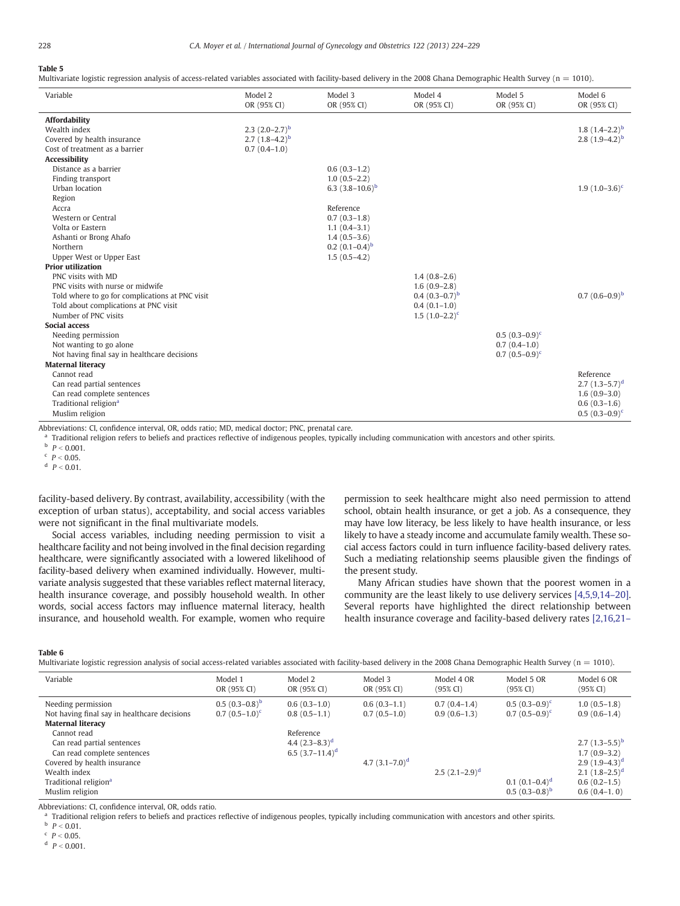**Table 5**

Multivariate logistic regression analysis of access-related variables associated with facility-based delivery in the 2008 Ghana Demographic Health Survey (n = 1010).

| Variable | Model 2 OR (95% CI) | Model 3 OR (95% CI) | Model 4 OR (95% CI) | Model 5 OR (95% CI) | Model 6 OR (95% CI) |
|---|---|---|---|---|---|
| **Affordability** | | | | | |
| Wealth index | 2.3 (2.0–2.7)[b] | | | | 1.8 (1.4–2.2)[b] |
| Covered by health insurance | 2.7 (1.8–4.2)[b] | | | | 2.8 (1.9–4.2)[b] |
| Cost of treatment as a barrier | 0.7 (0.4–1.0) | | | | |
| **Accessibility** | | | | | |
| Distance as a barrier | | 0.6 (0.3–1.2) | | | |
| Finding transport | | 1.0 (0.5–2.2) | | | |
| Urban location | | 6.3 (3.8–10.6)[b] | | | 1.9 (1.0–3.6)[c] |
| Region | | | | | |
| Accra | | Reference | | | |
| Western or Central | | 0.7 (0.3–1.8) | | | |
| Volta or Eastern | | 1.1 (0.4–3.1) | | | |
| Ashanti or Brong Ahafo | | 1.4 (0.5–3.6) | | | |
| Northern | | 0.2 (0.1–0.4)[b] | | | |
| Upper West or Upper East | | 1.5 (0.5–4.2) | | | |
| **Prior utilization** | | | | | |
| PNC visits with MD | | | 1.4 (0.8–2.6) | | |
| PNC visits with nurse or midwife | | | 1.6 (0.9–2.8) | | |
| Told where to go for complications at PNC visit | | | 0.4 (0.3–0.7)[b] | | 0.7 (0.6–0.9)[b] |
| Told about complications at PNC visit | | | 0.4 (0.1–1.0) | | |
| Number of PNC visits | | | 1.5 (1.0–2.2)[c] | | |
| **Social access** | | | | | |
| Needing permission | | | | 0.5 (0.3–0.9)[c] | |
| Not wanting to go alone | | | | 0.7 (0.4–1.0) | |
| Not having final say in healthcare decisions | | | | 0.7 (0.5–0.9)[c] | |
| **Maternal literacy** | | | | | |
| Cannot read | | | | | Reference |
| Can read partial sentences | | | | | 2.7 (1.3–5.7)[d] |
| Can read complete sentences | | | | | 1.6 (0.9–3.0) |
| Traditional religion[a] | | | | | 0.6 (0.3–1.6) |
| Muslim religion | | | | | 0.5 (0.3–0.9)[c] |

Abbreviations: CI, confidence interval, OR, odds ratio; MD, medical doctor; PNC, prenatal care.

[a] Traditional religion refers to beliefs and practices reflective of indigenous peoples, typically including communication with ancestors and other spirits.

[b] $P < 0.001$.

[c] $P < 0.05$.

[d] $P < 0.01$.

facility-based delivery. By contrast, availability, accessibility (with the exception of urban status), acceptability, and social access variables were not significant in the final multivariate models.

Social access variables, including needing permission to visit a healthcare facility and not being involved in the final decision regarding healthcare, were significantly associated with a lowered likelihood of facility-based delivery when examined individually. However, multivariate analysis suggested that these variables reflect maternal literacy, health insurance coverage, and possibly household wealth. In other words, social access factors may influence maternal literacy, health insurance, and household wealth. For example, women who require permission to seek healthcare might also need permission to attend school, obtain health insurance, or get a job. As a consequence, they may have low literacy, be less likely to have health insurance, or less likely to have a steady income and accumulate family wealth. These social access factors could in turn influence facility-based delivery rates. Such a mediating relationship seems plausible given the findings of the present study.

Many African studies have shown that the poorest women in a community are the least likely to use delivery services [4,5,9,14–20]. Several reports have highlighted the direct relationship between health insurance coverage and facility-based delivery rates [2,16,21–

**Table 6**

Multivariate logistic regression analysis of social access-related variables associated with facility-based delivery in the 2008 Ghana Demographic Health Survey (n = 1010).

| Variable | Model 1 OR (95% CI) | Model 2 OR (95% CI) | Model 3 OR (95% CI) | Model 4 OR (95% CI) | Model 5 OR (95% CI) | Model 6 OR (95% CI) |
|---|---|---|---|---|---|---|
| Needing permission | 0.5 (0.3–0.8)[b] | 0.6 (0.3–1.0) | 0.6 (0.3–1.1) | 0.7 (0.4–1.4) | 0.5 (0.3–0.9)[c] | 1.0 (0.5–1.8) |
| Not having final say in healthcare decisions | 0.7 (0.5–1.0)[c] | 0.8 (0.5–1.1) | 0.7 (0.5–1.0) | 0.9 (0.6–1.3) | 0.7 (0.5–0.9)[c] | 0.9 (0.6–1.4) |
| **Maternal literacy** | | | | | | |
| Cannot read | | Reference | | | | |
| Can read partial sentences | | 4.4 (2.3–8.3)[d] | | | | 2.7 (1.3–5.5)[b] |
| Can read complete sentences | | 6.5 (3.7–11.4)[d] | | | | 1.7 (0.9–3.2) |
| Covered by health insurance | | | 4.7 (3.1–7.0)[d] | | | 2.9 (1.9–4.3)[d] |
| Wealth index | | | | 2.5 (2.1–2.9)[d] | | 2.1 (1.8–2.5)[d] |
| Traditional religion[a] | | | | | 0.1 (0.1–0.4)[d] | 0.6 (0.2–1.5) |
| Muslim religion | | | | | 0.5 (0.3–0.8)[b] | 0.6 (0.4–1. 0) |

Abbreviations: CI, confidence interval, OR, odds ratio.

[a] Traditional religion refers to beliefs and practices reflective of indigenous peoples, typically including communication with ancestors and other spirits.

[b] $P < 0.01$.

[c] $P < 0.05$.

[d] $P < 0.001$.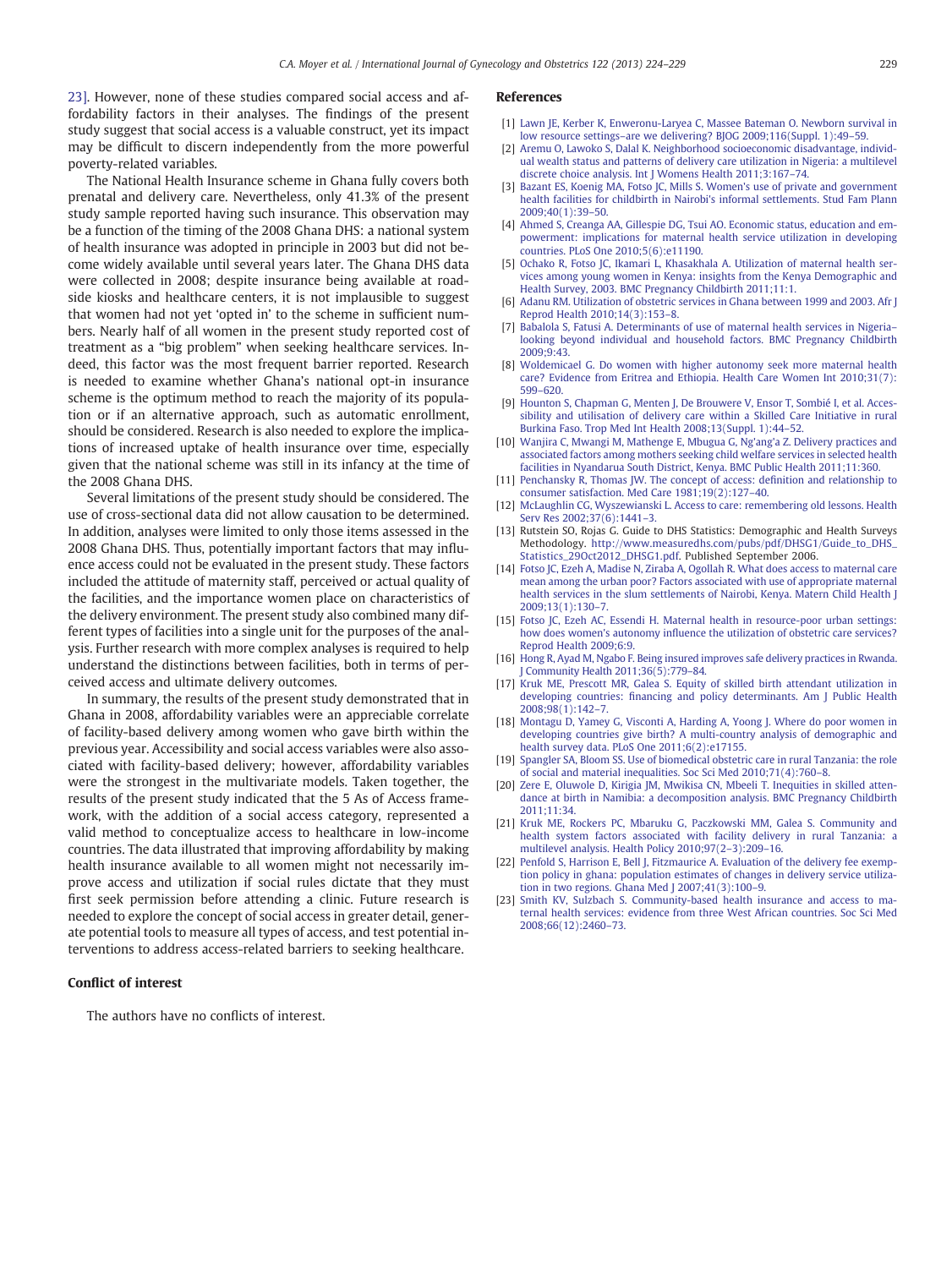23]. However, none of these studies compared social access and affordability factors in their analyses. The findings of the present study suggest that social access is a valuable construct, yet its impact may be difficult to discern independently from the more powerful poverty-related variables.

The National Health Insurance scheme in Ghana fully covers both prenatal and delivery care. Nevertheless, only 41.3% of the present study sample reported having such insurance. This observation may be a function of the timing of the 2008 Ghana DHS: a national system of health insurance was adopted in principle in 2003 but did not become widely available until several years later. The Ghana DHS data were collected in 2008; despite insurance being available at roadside kiosks and healthcare centers, it is not implausible to suggest that women had not yet 'opted in' to the scheme in sufficient numbers. Nearly half of all women in the present study reported cost of treatment as a "big problem" when seeking healthcare services. Indeed, this factor was the most frequent barrier reported. Research is needed to examine whether Ghana's national opt-in insurance scheme is the optimum method to reach the majority of its population or if an alternative approach, such as automatic enrollment, should be considered. Research is also needed to explore the implications of increased uptake of health insurance over time, especially given that the national scheme was still in its infancy at the time of the 2008 Ghana DHS.

Several limitations of the present study should be considered. The use of cross-sectional data did not allow causation to be determined. In addition, analyses were limited to only those items assessed in the 2008 Ghana DHS. Thus, potentially important factors that may influence access could not be evaluated in the present study. These factors included the attitude of maternity staff, perceived or actual quality of the facilities, and the importance women place on characteristics of the delivery environment. The present study also combined many different types of facilities into a single unit for the purposes of the analysis. Further research with more complex analyses is required to help understand the distinctions between facilities, both in terms of perceived access and ultimate delivery outcomes.

In summary, the results of the present study demonstrated that in Ghana in 2008, affordability variables were an appreciable correlate of facility-based delivery among women who gave birth within the previous year. Accessibility and social access variables were also associated with facility-based delivery; however, affordability variables were the strongest in the multivariate models. Taken together, the results of the present study indicated that the 5 As of Access framework, with the addition of a social access category, represented a valid method to conceptualize access to healthcare in low-income countries. The data illustrated that improving affordability by making health insurance available to all women might not necessarily improve access and utilization if social rules dictate that they must first seek permission before attending a clinic. Future research is needed to explore the concept of social access in greater detail, generate potential tools to measure all types of access, and test potential interventions to address access-related barriers to seeking healthcare.

## Conflict of interest

The authors have no conflicts of interest.

## References

[1] Lawn JE, Kerber K, Enweronu-Laryea C, Massee Bateman O. Newborn survival in low resource settings–are we delivering? BJOG 2009;116(Suppl. 1):49–59.

[2] Aremu O, Lawoko S, Dalal K. Neighborhood socioeconomic disadvantage, individual wealth status and patterns of delivery care utilization in Nigeria: a multilevel discrete choice analysis. Int J Womens Health 2011;3:167–74.

[3] Bazant ES, Koenig MA, Fotso JC, Mills S. Women's use of private and government health facilities for childbirth in Nairobi's informal settlements. Stud Fam Plann 2009;40(1):39–50.

[4] Ahmed S, Creanga AA, Gillespie DG, Tsui AO. Economic status, education and empowerment: implications for maternal health service utilization in developing countries. PLoS One 2010;5(6):e11190.

[5] Ochako R, Fotso JC, Ikamari L, Khasakhala A. Utilization of maternal health services among young women in Kenya: insights from the Kenya Demographic and Health Survey, 2003. BMC Pregnancy Childbirth 2011;11:1.

[6] Adanu RM. Utilization of obstetric services in Ghana between 1999 and 2003. Afr J Reprod Health 2010;14(3):153–8.

[7] Babalola S, Fatusi A. Determinants of use of maternal health services in Nigeria–looking beyond individual and household factors. BMC Pregnancy Childbirth 2009;9:43.

[8] Woldemicael G. Do women with higher autonomy seek more maternal health care? Evidence from Eritrea and Ethiopia. Health Care Women Int 2010;31(7):599–620.

[9] Hounton S, Chapman G, Menten J, De Brouwere V, Ensor T, Sombié I, et al. Accessibility and utilisation of delivery care within a Skilled Care Initiative in rural Burkina Faso. Trop Med Int Health 2008;13(Suppl. 1):44–52.

[10] Wanjira C, Mwangi M, Mathenge E, Mbugua G, Ng'ang'a Z. Delivery practices and associated factors among mothers seeking child welfare services in selected health facilities in Nyandarua South District, Kenya. BMC Public Health 2011;11:360.

[11] Penchansky R, Thomas JW. The concept of access: definition and relationship to consumer satisfaction. Med Care 1981;19(2):127–40.

[12] McLaughlin CG, Wyszewianski L. Access to care: remembering old lessons. Health Serv Res 2002;37(6):1441–3.

[13] Rutstein SO, Rojas G. Guide to DHS Statistics: Demographic and Health Surveys Methodology. http://www.measuredhs.com/pubs/pdf/DHSG1/Guide_to_DHS_Statistics_29Oct2012_DHSG1.pdf. Published September 2006.

[14] Fotso JC, Ezeh A, Madise N, Ziraba A, Ogollah R. What does access to maternal care mean among the urban poor? Factors associated with use of appropriate maternal health services in the slum settlements of Nairobi, Kenya. Matern Child Health J 2009;13(1):130–7.

[15] Fotso JC, Ezeh AC, Essendi H. Maternal health in resource-poor urban settings: how does women's autonomy influence the utilization of obstetric care services? Reprod Health 2009;6:9.

[16] Hong R, Ayad M, Ngabo F. Being insured improves safe delivery practices in Rwanda. J Community Health 2011;36(5):779–84.

[17] Kruk ME, Prescott MR, Galea S. Equity of skilled birth attendant utilization in developing countries: financing and policy determinants. Am J Public Health 2008;98(1):142–7.

[18] Montagu D, Yamey G, Visconti A, Harding A, Yoong J. Where do poor women in developing countries give birth? A multi-country analysis of demographic and health survey data. PLoS One 2011;6(2):e17155.

[19] Spangler SA, Bloom SS. Use of biomedical obstetric care in rural Tanzania: the role of social and material inequalities. Soc Sci Med 2010;71(4):760–8.

[20] Zere E, Oluwole D, Kirigia JM, Mwikisa CN, Mbeeli T. Inequities in skilled attendance at birth in Namibia: a decomposition analysis. BMC Pregnancy Childbirth 2011;11:34.

[21] Kruk ME, Rockers PC, Mbaruku G, Paczkowski MM, Galea S. Community and health system factors associated with facility delivery in rural Tanzania: a multilevel analysis. Health Policy 2010;97(2–3):209–16.

[22] Penfold S, Harrison E, Bell J, Fitzmaurice A. Evaluation of the delivery fee exemption policy in ghana: population estimates of changes in delivery service utilization in two regions. Ghana Med J 2007;41(3):100–9.

[23] Smith KV, Sulzbach S. Community-based health insurance and access to maternal health services: evidence from three West African countries. Soc Sci Med 2008;66(12):2460–73.